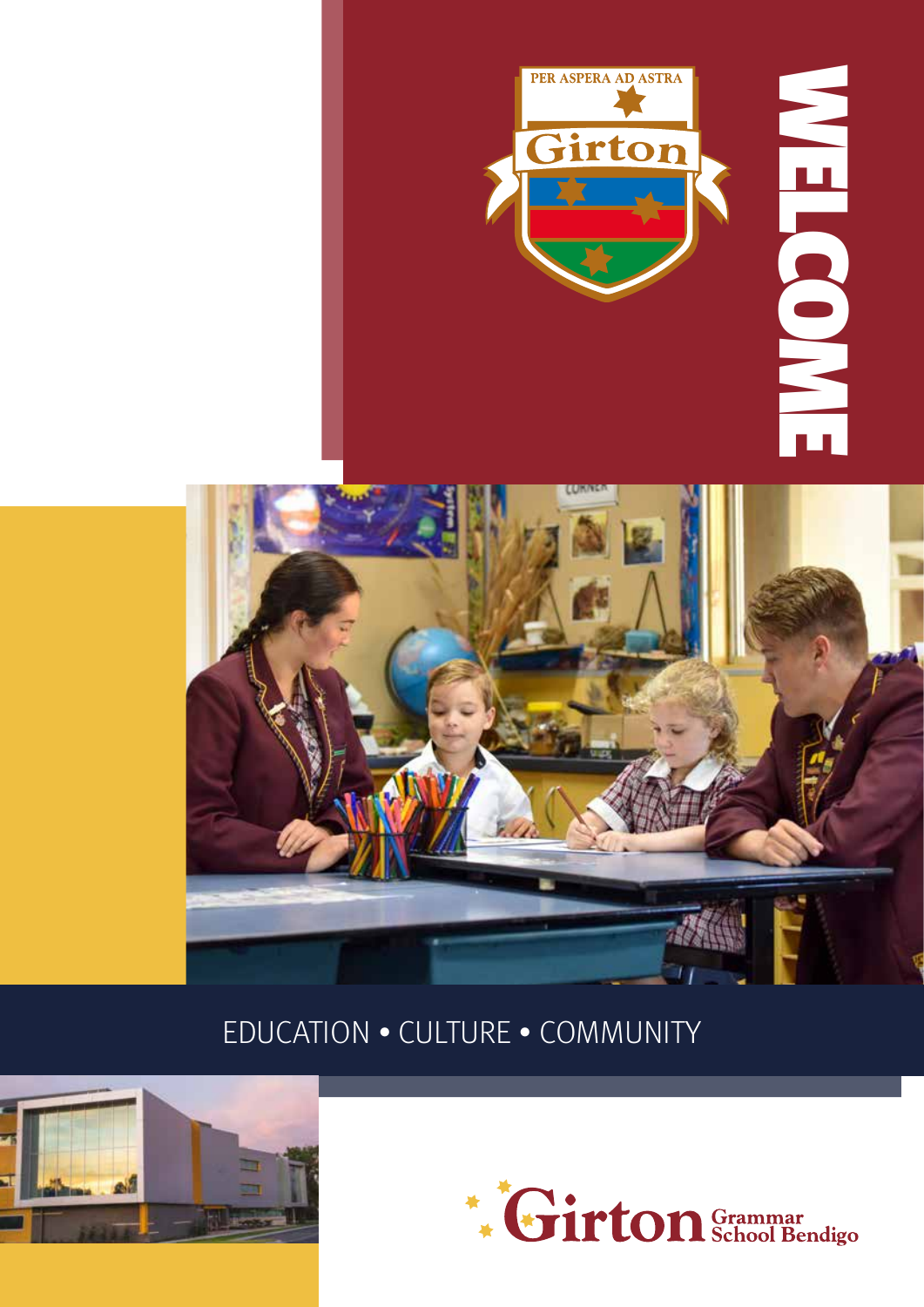PER ASPERA AD ASTRA

Girton

# WELCOME

EDUCATION • CULTURE • COMMUNITY

Girton Grammar School Bendigo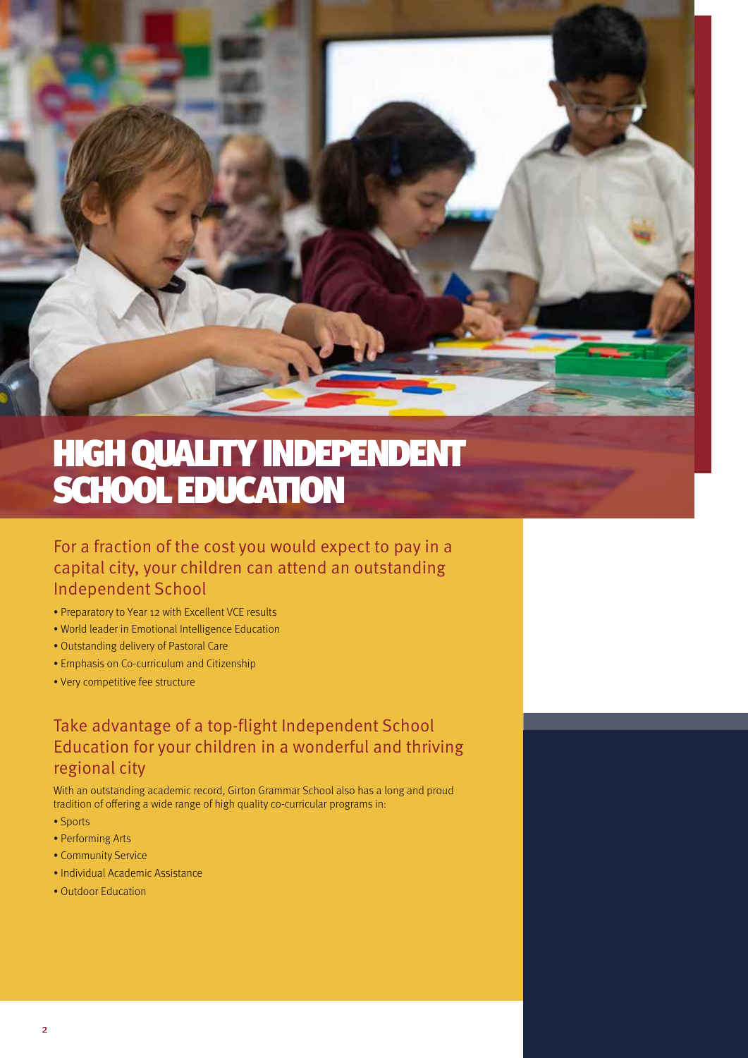# HIGH QUALITY INDEPENDENT SCHOOL EDUCATION

## For a fraction of the cost you would expect to pay in a capital city, your children can attend an outstanding Independent School

- Preparatory to Year 12 with Excellent VCE results
- World leader in Emotional Intelligence Education
- Outstanding delivery of Pastoral Care
- Emphasis on Co-curriculum and Citizenship
- Very competitive fee structure

## Take advantage of a top-flight Independent School Education for your children in a wonderful and thriving regional city

With an outstanding academic record, Girton Grammar School also has a long and proud tradition of offering a wide range of high quality co-curricular programs in:

- Sports
- Performing Arts
- Community Service
- Individual Academic Assistance
- Outdoor Education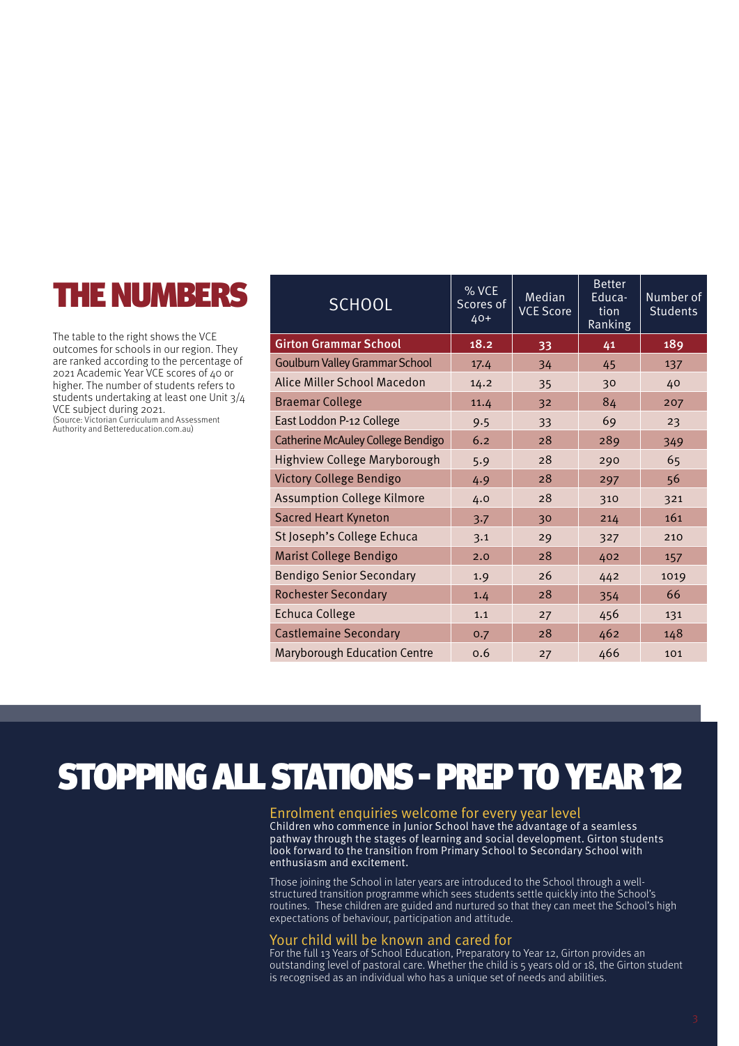# THE NUMBERS

The table to the right shows the VCE outcomes for schools in our region. They are ranked according to the percentage of 2021 Academic Year VCE scores of 40 or higher. The number of students refers to students undertaking at least one Unit 3/4 VCE subject during 2021.

(Source: Victorian Curriculum and Assessment Authority and Bettereducation.com.au)

| SCHOOL | % VCE Scores of 40+ | Median VCE Score | Better Education Ranking | Number of Students |
|---|---|---|---|---|
| **Girton Grammar School** | **18.2** | **33** | **41** | **189** |
| Goulburn Valley Grammar School | 17.4 | 34 | 45 | 137 |
| Alice Miller School Macedon | 14.2 | 35 | 30 | 40 |
| Braemar College | 11.4 | 32 | 84 | 207 |
| East Loddon P-12 College | 9.5 | 33 | 69 | 23 |
| Catherine McAuley College Bendigo | 6.2 | 28 | 289 | 349 |
| Highview College Maryborough | 5.9 | 28 | 290 | 65 |
| Victory College Bendigo | 4.9 | 28 | 297 | 56 |
| Assumption College Kilmore | 4.0 | 28 | 310 | 321 |
| Sacred Heart Kyneton | 3.7 | 30 | 214 | 161 |
| St Joseph's College Echuca | 3.1 | 29 | 327 | 210 |
| Marist College Bendigo | 2.0 | 28 | 402 | 157 |
| Bendigo Senior Secondary | 1.9 | 26 | 442 | 1019 |
| Rochester Secondary | 1.4 | 28 | 354 | 66 |
| Echuca College | 1.1 | 27 | 456 | 131 |
| Castlemaine Secondary | 0.7 | 28 | 462 | 148 |
| Maryborough Education Centre | 0.6 | 27 | 466 | 101 |

# STOPPING ALL STATIONS - PREP TO YEAR 12

## Enrolment enquiries welcome for every year level

Children who commence in Junior School have the advantage of a seamless pathway through the stages of learning and social development. Girton students look forward to the transition from Primary School to Secondary School with enthusiasm and excitement.

Those joining the School in later years are introduced to the School through a well-structured transition programme which sees students settle quickly into the School's routines. These children are guided and nurtured so that they can meet the School's high expectations of behaviour, participation and attitude.

## Your child will be known and cared for

For the full 13 Years of School Education, Preparatory to Year 12, Girton provides an outstanding level of pastoral care. Whether the child is 5 years old or 18, the Girton student is recognised as an individual who has a unique set of needs and abilities.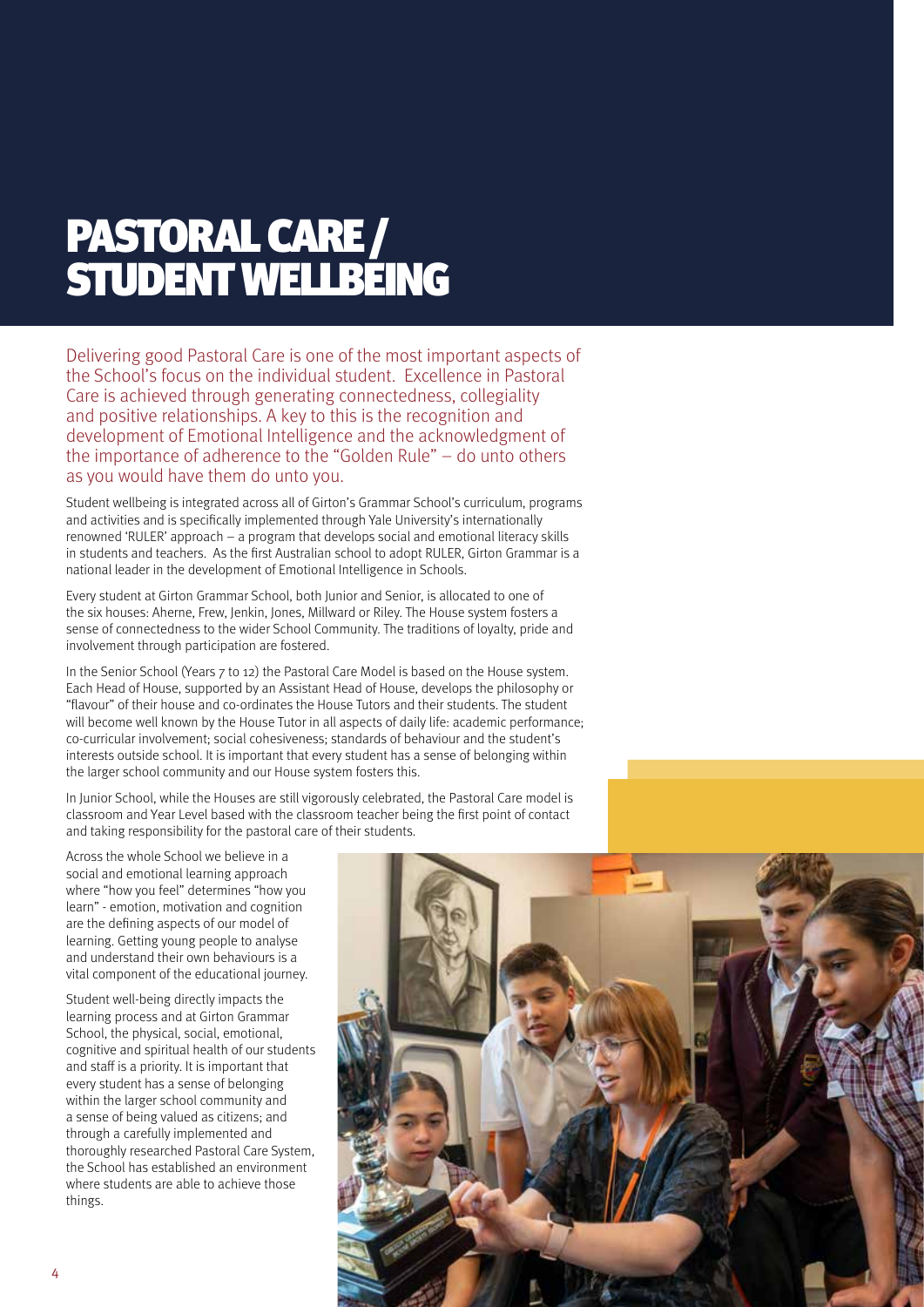# PASTORAL CARE / STUDENT WELLBEING

Delivering good Pastoral Care is one of the most important aspects of the School's focus on the individual student. Excellence in Pastoral Care is achieved through generating connectedness, collegiality and positive relationships. A key to this is the recognition and development of Emotional Intelligence and the acknowledgment of the importance of adherence to the "Golden Rule" – do unto others as you would have them do unto you.

Student wellbeing is integrated across all of Girton's Grammar School's curriculum, programs and activities and is specifically implemented through Yale University's internationally renowned 'RULER' approach – a program that develops social and emotional literacy skills in students and teachers. As the first Australian school to adopt RULER, Girton Grammar is a national leader in the development of Emotional Intelligence in Schools.

Every student at Girton Grammar School, both Junior and Senior, is allocated to one of the six houses: Aherne, Frew, Jenkin, Jones, Millward or Riley. The House system fosters a sense of connectedness to the wider School Community. The traditions of loyalty, pride and involvement through participation are fostered.

In the Senior School (Years 7 to 12) the Pastoral Care Model is based on the House system. Each Head of House, supported by an Assistant Head of House, develops the philosophy or "flavour" of their house and co-ordinates the House Tutors and their students. The student will become well known by the House Tutor in all aspects of daily life: academic performance; co-curricular involvement; social cohesiveness; standards of behaviour and the student's interests outside school. It is important that every student has a sense of belonging within the larger school community and our House system fosters this.

In Junior School, while the Houses are still vigorously celebrated, the Pastoral Care model is classroom and Year Level based with the classroom teacher being the first point of contact and taking responsibility for the pastoral care of their students.

Across the whole School we believe in a social and emotional learning approach where "how you feel" determines "how you learn" - emotion, motivation and cognition are the defining aspects of our model of learning. Getting young people to analyse and understand their own behaviours is a vital component of the educational journey.

Student well-being directly impacts the learning process and at Girton Grammar School, the physical, social, emotional, cognitive and spiritual health of our students and staff is a priority. It is important that every student has a sense of belonging within the larger school community and a sense of being valued as citizens; and through a carefully implemented and thoroughly researched Pastoral Care System, the School has established an environment where students are able to achieve those things.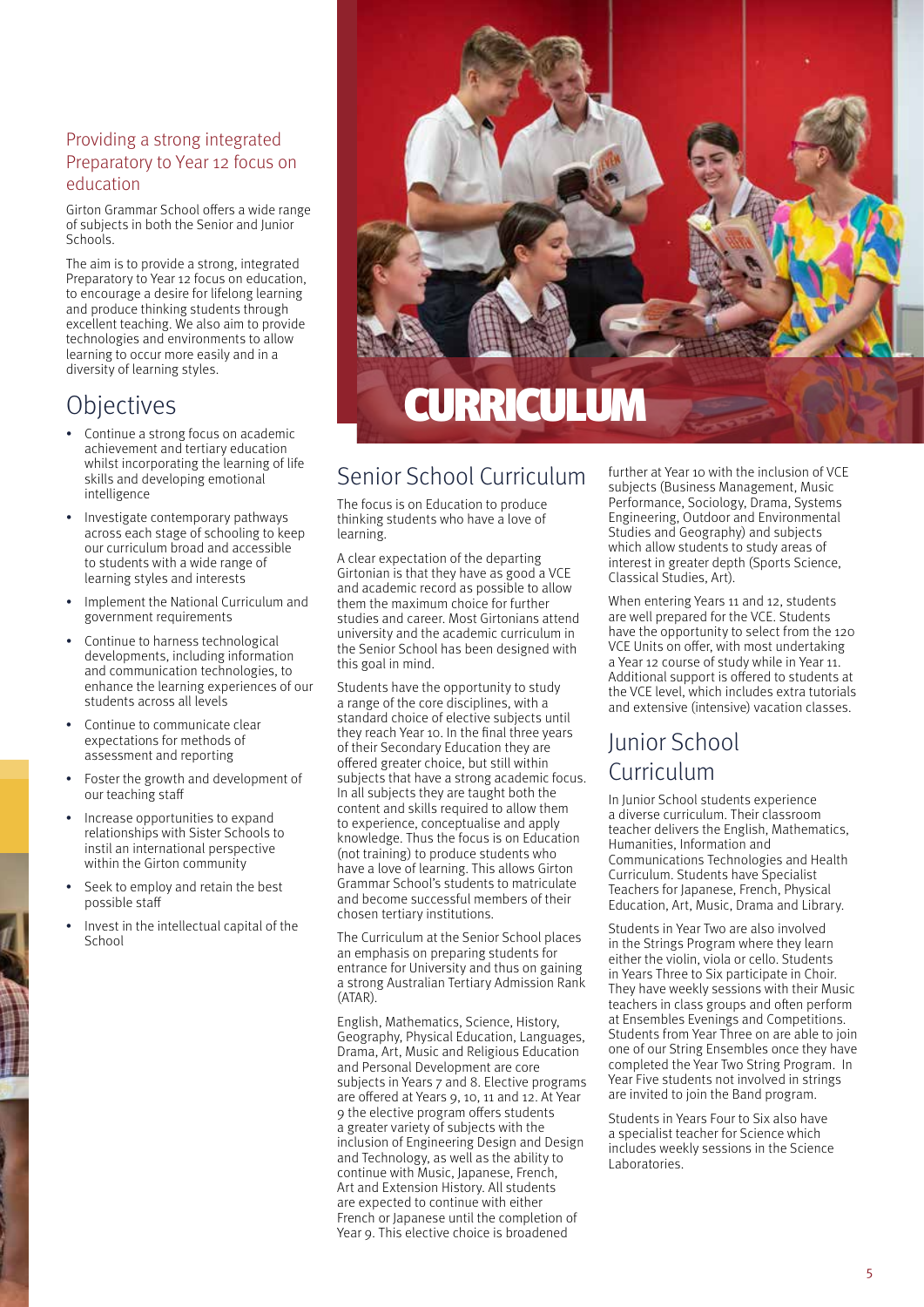## Providing a strong integrated Preparatory to Year 12 focus on education

Girton Grammar School offers a wide range of subjects in both the Senior and Junior Schools.

The aim is to provide a strong, integrated Preparatory to Year 12 focus on education, to encourage a desire for lifelong learning and produce thinking students through excellent teaching. We also aim to provide technologies and environments to allow learning to occur more easily and in a diversity of learning styles.

## Objectives

- Continue a strong focus on academic achievement and tertiary education whilst incorporating the learning of life skills and developing emotional intelligence
- Investigate contemporary pathways across each stage of schooling to keep our curriculum broad and accessible to students with a wide range of learning styles and interests
- Implement the National Curriculum and government requirements
- Continue to harness technological developments, including information and communication technologies, to enhance the learning experiences of our students across all levels
- Continue to communicate clear expectations for methods of assessment and reporting
- Foster the growth and development of our teaching staff
- Increase opportunities to expand relationships with Sister Schools to instil an international perspective within the Girton community
- Seek to employ and retain the best possible staff
- Invest in the intellectual capital of the School

# CURRICULUM

## Senior School Curriculum

The focus is on Education to produce thinking students who have a love of learning.

A clear expectation of the departing Girtonian is that they have as good a VCE and academic record as possible to allow them the maximum choice for further studies and career. Most Girtonians attend university and the academic curriculum in the Senior School has been designed with this goal in mind.

Students have the opportunity to study a range of the core disciplines, with a standard choice of elective subjects until they reach Year 10. In the final three years of their Secondary Education they are offered greater choice, but still within subjects that have a strong academic focus. In all subjects they are taught both the content and skills required to allow them to experience, conceptualise and apply knowledge. Thus the focus is on Education (not training) to produce students who have a love of learning. This allows Girton Grammar School's students to matriculate and become successful members of their chosen tertiary institutions.

The Curriculum at the Senior School places an emphasis on preparing students for entrance for University and thus on gaining a strong Australian Tertiary Admission Rank (ATAR).

English, Mathematics, Science, History, Geography, Physical Education, Languages, Drama, Art, Music and Religious Education and Personal Development are core subjects in Years 7 and 8. Elective programs are offered at Years 9, 10, 11 and 12. At Year 9 the elective program offers students a greater variety of subjects with the inclusion of Engineering Design and Design and Technology, as well as the ability to continue with Music, Japanese, French, Art and Extension History. All students are expected to continue with either French or Japanese until the completion of Year 9. This elective choice is broadened further at Year 10 with the inclusion of VCE subjects (Business Management, Music Performance, Sociology, Drama, Systems Engineering, Outdoor and Environmental Studies and Geography) and subjects which allow students to study areas of interest in greater depth (Sports Science, Classical Studies, Art).

When entering Years 11 and 12, students are well prepared for the VCE. Students have the opportunity to select from the 120 VCE Units on offer, with most undertaking a Year 12 course of study while in Year 11. Additional support is offered to students at the VCE level, which includes extra tutorials and extensive (intensive) vacation classes.

## Junior School Curriculum

In Junior School students experience a diverse curriculum. Their classroom teacher delivers the English, Mathematics, Humanities, Information and Communications Technologies and Health Curriculum. Students have Specialist Teachers for Japanese, French, Physical Education, Art, Music, Drama and Library.

Students in Year Two are also involved in the Strings Program where they learn either the violin, viola or cello. Students in Years Three to Six participate in Choir. They have weekly sessions with their Music teachers in class groups and often perform at Ensembles Evenings and Competitions. Students from Year Three on are able to join one of our String Ensembles once they have completed the Year Two String Program. In Year Five students not involved in strings are invited to join the Band program.

Students in Years Four to Six also have a specialist teacher for Science which includes weekly sessions in the Science Laboratories.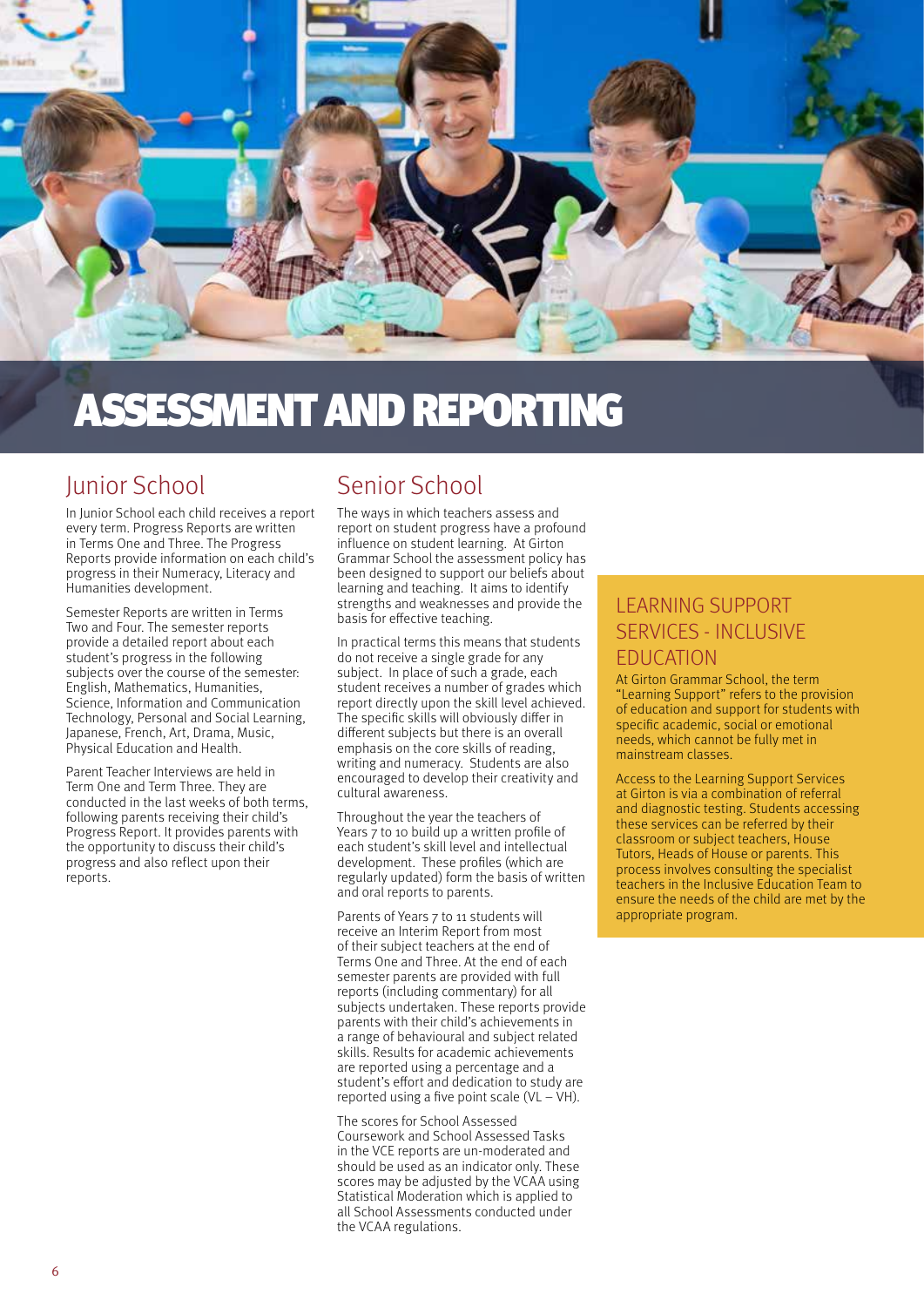# ASSESSMENT AND REPORTING

## Junior School

In Junior School each child receives a report every term. Progress Reports are written in Terms One and Three. The Progress Reports provide information on each child's progress in their Numeracy, Literacy and Humanities development.

Semester Reports are written in Terms Two and Four. The semester reports provide a detailed report about each student's progress in the following subjects over the course of the semester: English, Mathematics, Humanities, Science, Information and Communication Technology, Personal and Social Learning, Japanese, French, Art, Drama, Music, Physical Education and Health.

Parent Teacher Interviews are held in Term One and Term Three. They are conducted in the last weeks of both terms, following parents receiving their child's Progress Report. It provides parents with the opportunity to discuss their child's progress and also reflect upon their reports.

## Senior School

The ways in which teachers assess and report on student progress have a profound influence on student learning. At Girton Grammar School the assessment policy has been designed to support our beliefs about learning and teaching. It aims to identify strengths and weaknesses and provide the basis for effective teaching.

In practical terms this means that students do not receive a single grade for any subject. In place of such a grade, each student receives a number of grades which report directly upon the skill level achieved. The specific skills will obviously differ in different subjects but there is an overall emphasis on the core skills of reading, writing and numeracy. Students are also encouraged to develop their creativity and cultural awareness.

Throughout the year the teachers of Years 7 to 10 build up a written profile of each student's skill level and intellectual development. These profiles (which are regularly updated) form the basis of written and oral reports to parents.

Parents of Years 7 to 11 students will receive an Interim Report from most of their subject teachers at the end of Terms One and Three. At the end of each semester parents are provided with full reports (including commentary) for all subjects undertaken. These reports provide parents with their child's achievements in a range of behavioural and subject related skills. Results for academic achievements are reported using a percentage and a student's effort and dedication to study are reported using a five point scale (VL – VH).

The scores for School Assessed Coursework and School Assessed Tasks in the VCE reports are un-moderated and should be used as an indicator only. These scores may be adjusted by the VCAA using Statistical Moderation which is applied to all School Assessments conducted under the VCAA regulations.

## LEARNING SUPPORT SERVICES - INCLUSIVE EDUCATION

At Girton Grammar School, the term "Learning Support" refers to the provision of education and support for students with specific academic, social or emotional needs, which cannot be fully met in mainstream classes.

Access to the Learning Support Services at Girton is via a combination of referral and diagnostic testing. Students accessing these services can be referred by their classroom or subject teachers, House Tutors, Heads of House or parents. This process involves consulting the specialist teachers in the Inclusive Education Team to ensure the needs of the child are met by the appropriate program.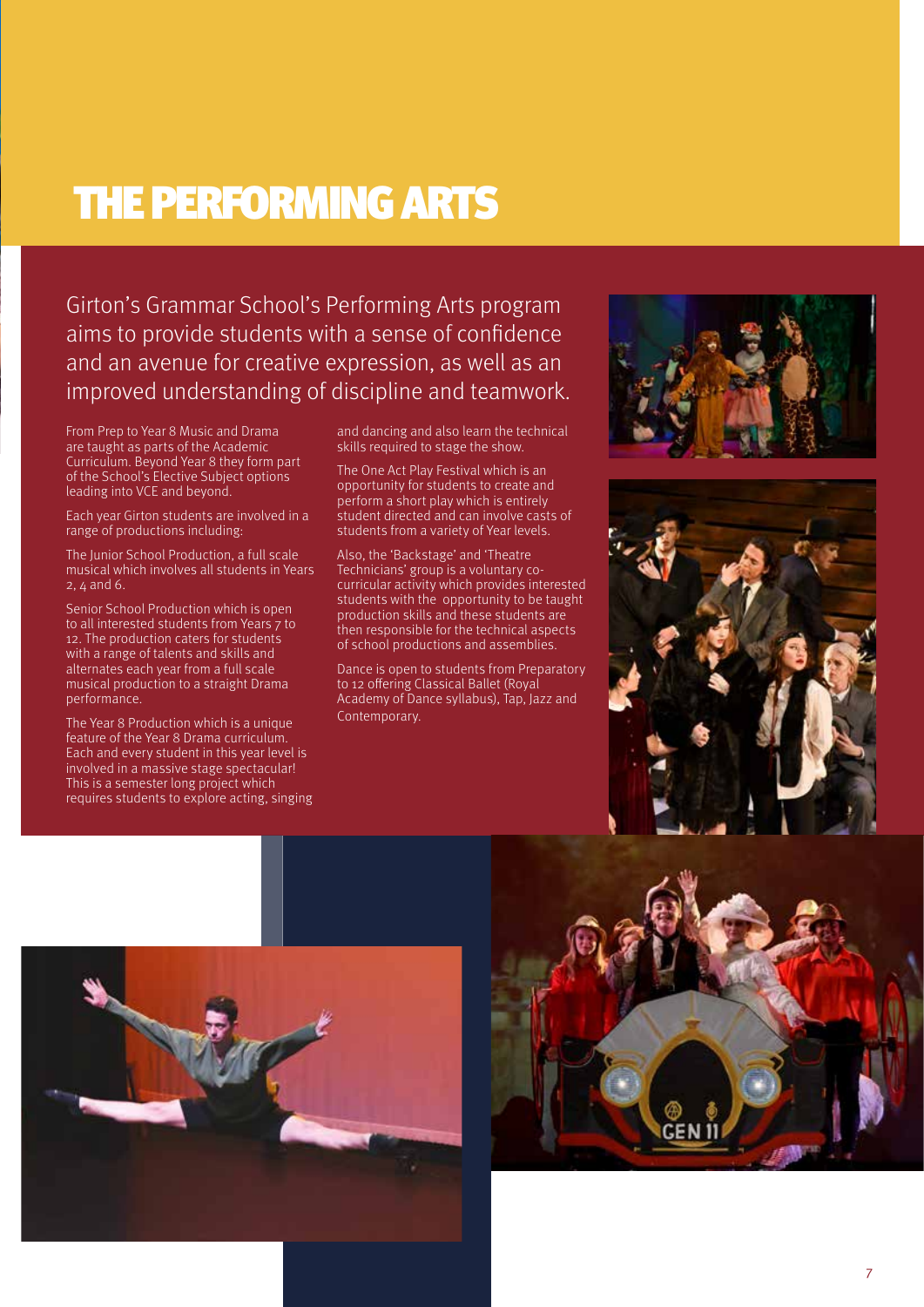# THE PERFORMING ARTS

Girton's Grammar School's Performing Arts program aims to provide students with a sense of confidence and an avenue for creative expression, as well as an improved understanding of discipline and teamwork.

From Prep to Year 8 Music and Drama are taught as parts of the Academic Curriculum. Beyond Year 8 they form part of the School's Elective Subject options leading into VCE and beyond.

Each year Girton students are involved in a range of productions including:

The Junior School Production, a full scale musical which involves all students in Years 2, 4 and 6.

Senior School Production which is open to all interested students from Years 7 to 12. The production caters for students with a range of talents and skills and alternates each year from a full scale musical production to a straight Drama performance.

The Year 8 Production which is a unique feature of the Year 8 Drama curriculum. Each and every student in this year level is involved in a massive stage spectacular! This is a semester long project which requires students to explore acting, singing and dancing and also learn the technical skills required to stage the show.

The One Act Play Festival which is an opportunity for students to create and perform a short play which is entirely student directed and can involve casts of students from a variety of Year levels.

Also, the 'Backstage' and 'Theatre Technicians' group is a voluntary co-curricular activity which provides interested students with the opportunity to be taught production skills and these students are then responsible for the technical aspects of school productions and assemblies.

Dance is open to students from Preparatory to 12 offering Classical Ballet (Royal Academy of Dance syllabus), Tap, Jazz and Contemporary.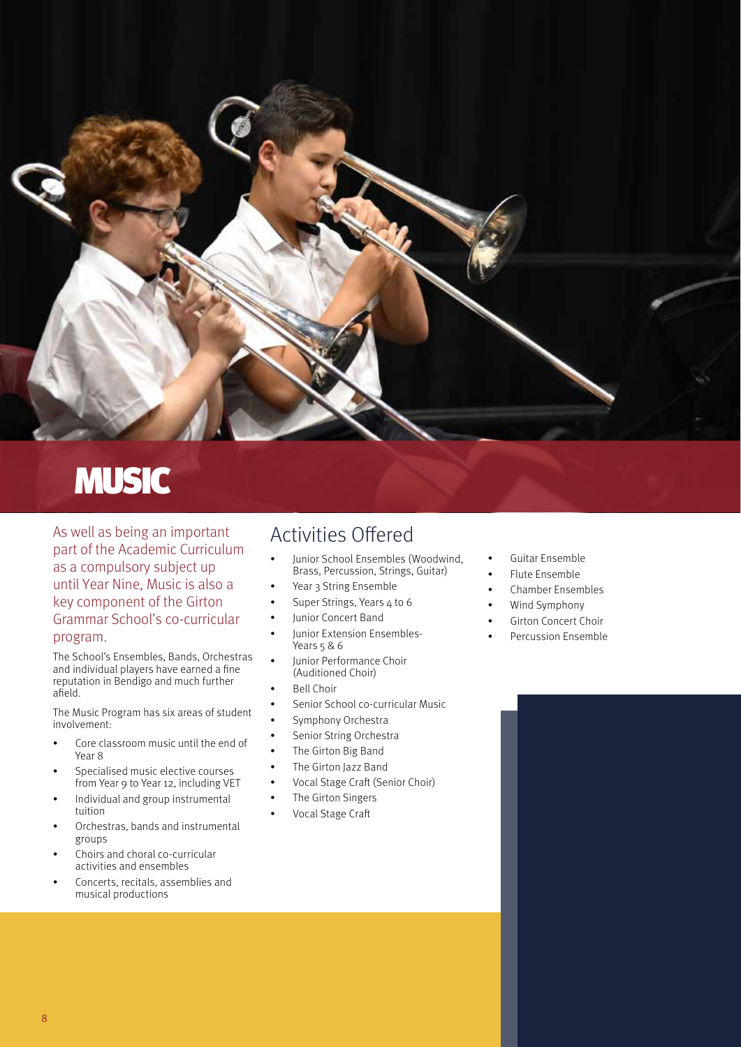# MUSIC

As well as being an important part of the Academic Curriculum as a compulsory subject up until Year Nine, Music is also a key component of the Girton Grammar School's co-curricular program.

The School's Ensembles, Bands, Orchestras and individual players have earned a fine reputation in Bendigo and much further afield.

The Music Program has six areas of student involvement:

- Core classroom music until the end of Year 8
- Specialised music elective courses from Year 9 to Year 12, including VET
- Individual and group instrumental tuition
- Orchestras, bands and instrumental groups
- Choirs and choral co-curricular activities and ensembles
- Concerts, recitals, assemblies and musical productions

## Activities Offered

- Junior School Ensembles (Woodwind, Brass, Percussion, Strings, Guitar)
- Year 3 String Ensemble
- Super Strings, Years 4 to 6
- Junior Concert Band
- Junior Extension Ensembles- Years 5 & 6
- Junior Performance Choir (Auditioned Choir)
- Bell Choir
- Senior School co-curricular Music
- Symphony Orchestra
- Senior String Orchestra
- The Girton Big Band
- The Girton Jazz Band
- Vocal Stage Craft (Senior Choir)
- The Girton Singers
- Vocal Stage Craft
- Guitar Ensemble
- Flute Ensemble
- Chamber Ensembles
- Wind Symphony
- Girton Concert Choir
- Percussion Ensemble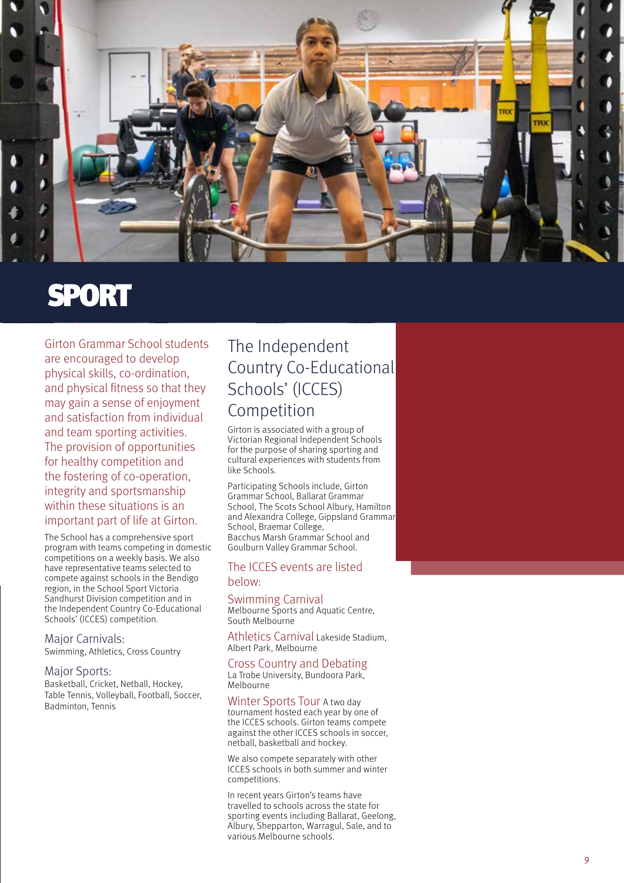# SPORT

Girton Grammar School students are encouraged to develop physical skills, co-ordination, and physical fitness so that they may gain a sense of enjoyment and satisfaction from individual and team sporting activities. The provision of opportunities for healthy competition and the fostering of co-operation, integrity and sportsmanship within these situations is an important part of life at Girton.

The School has a comprehensive sport program with teams competing in domestic competitions on a weekly basis. We also have representative teams selected to compete against schools in the Bendigo region, in the School Sport Victoria Sandhurst Division competition and in the Independent Country Co-Educational Schools' (ICCES) competition.

### Major Carnivals:

Swimming, Athletics, Cross Country

### Major Sports:

Basketball, Cricket, Netball, Hockey, Table Tennis, Volleyball, Football, Soccer, Badminton, Tennis

## The Independent Country Co-Educational Schools' (ICCES) Competition

Girton is associated with a group of Victorian Regional Independent Schools for the purpose of sharing sporting and cultural experiences with students from like Schools.

Participating Schools include, Girton Grammar School, Ballarat Grammar School, The Scots School Albury, Hamilton and Alexandra College, Gippsland Grammar School, Braemar College, Bacchus Marsh Grammar School and Goulburn Valley Grammar School.

### The ICCES events are listed below:

**Swimming Carnival**
Melbourne Sports and Aquatic Centre, South Melbourne

**Athletics Carnival** Lakeside Stadium, Albert Park, Melbourne

**Cross Country and Debating**
La Trobe University, Bundoora Park, Melbourne

**Winter Sports Tour** A two day tournament hosted each year by one of the ICCES schools. Girton teams compete against the other ICCES schools in soccer, netball, basketball and hockey.

We also compete separately with other ICCES schools in both summer and winter competitions.

In recent years Girton's teams have travelled to schools across the state for sporting events including Ballarat, Geelong, Albury, Shepparton, Warragul, Sale, and to various Melbourne schools.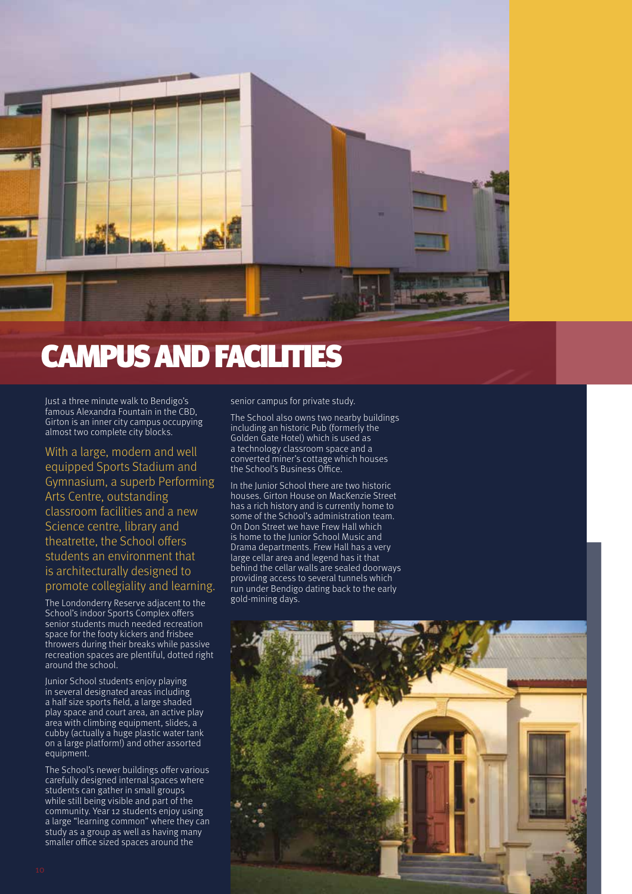# CAMPUS AND FACILITIES

Just a three minute walk to Bendigo's famous Alexandra Fountain in the CBD, Girton is an inner city campus occupying almost two complete city blocks.

With a large, modern and well equipped Sports Stadium and Gymnasium, a superb Performing Arts Centre, outstanding classroom facilities and a new Science centre, library and theatrette, the School offers students an environment that is architecturally designed to promote collegiality and learning.

The Londonderry Reserve adjacent to the School's indoor Sports Complex offers senior students much needed recreation space for the footy kickers and frisbee throwers during their breaks while passive recreation spaces are plentiful, dotted right around the school.

Junior School students enjoy playing in several designated areas including a half size sports field, a large shaded play space and court area, an active play area with climbing equipment, slides, a cubby (actually a huge plastic water tank on a large platform!) and other assorted equipment.

The School's newer buildings offer various carefully designed internal spaces where students can gather in small groups while still being visible and part of the community. Year 12 students enjoy using a large "learning common" where they can study as a group as well as having many smaller office sized spaces around the senior campus for private study.

The School also owns two nearby buildings including an historic Pub (formerly the Golden Gate Hotel) which is used as a technology classroom space and a converted miner's cottage which houses the School's Business Office.

In the Junior School there are two historic houses. Girton House on MacKenzie Street has a rich history and is currently home to some of the School's administration team. On Don Street we have Frew Hall which is home to the Junior School Music and Drama departments. Frew Hall has a very large cellar area and legend has it that behind the cellar walls are sealed doorways providing access to several tunnels which run under Bendigo dating back to the early gold-mining days.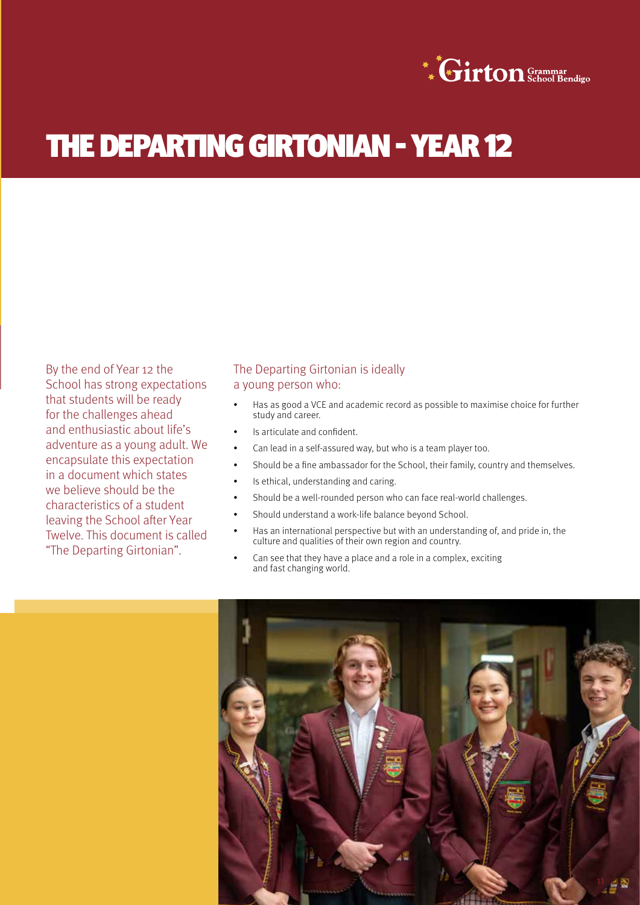# THE DEPARTING GIRTONIAN - YEAR 12

By the end of Year 12 the School has strong expectations that students will be ready for the challenges ahead and enthusiastic about life's adventure as a young adult. We encapsulate this expectation in a document which states we believe should be the characteristics of a student leaving the School after Year Twelve. This document is called "The Departing Girtonian".

The Departing Girtonian is ideally a young person who:

- Has as good a VCE and academic record as possible to maximise choice for further study and career.
- Is articulate and confident.
- Can lead in a self-assured way, but who is a team player too.
- Should be a fine ambassador for the School, their family, country and themselves.
- Is ethical, understanding and caring.
- Should be a well-rounded person who can face real-world challenges.
- Should understand a work-life balance beyond School.
- Has an international perspective but with an understanding of, and pride in, the culture and qualities of their own region and country.
- Can see that they have a place and a role in a complex, exciting and fast changing world.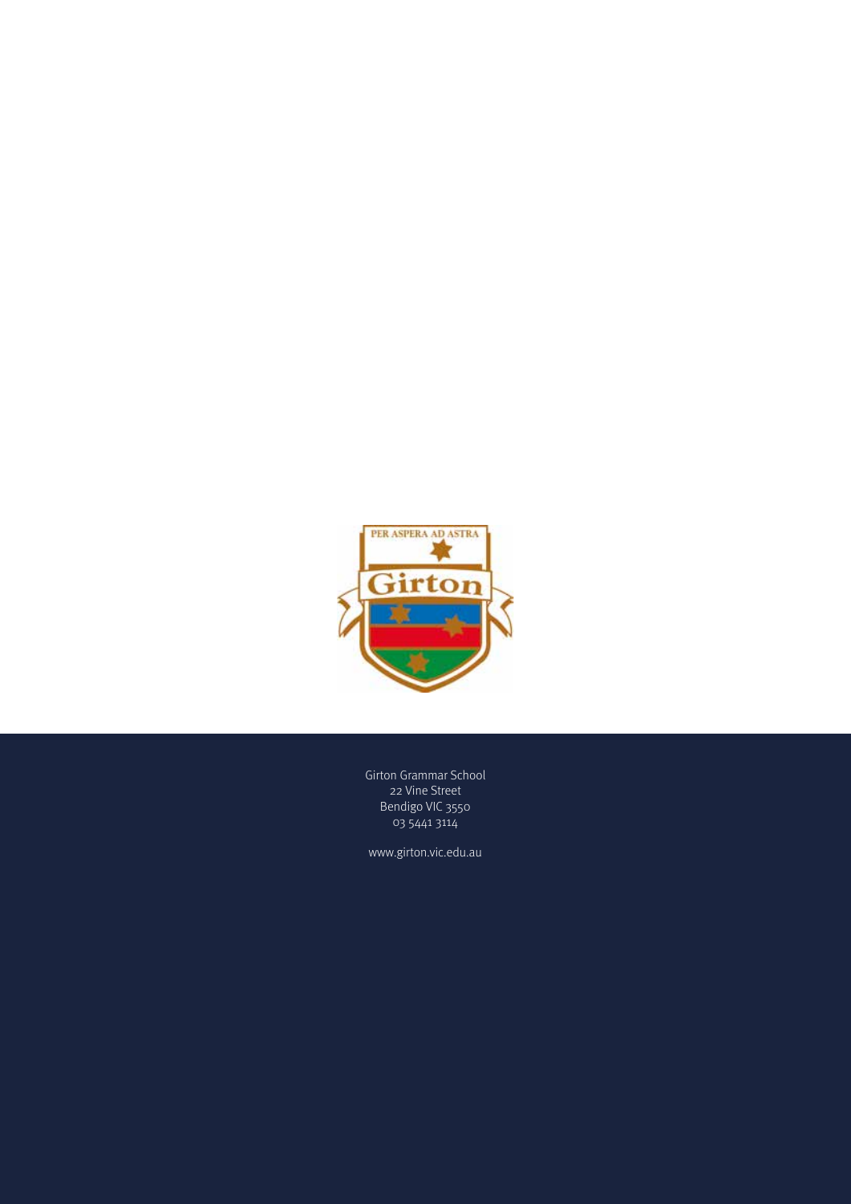PER ASPERA AD ASTRA

Girton

Girton Grammar School
22 Vine Street
Bendigo VIC 3550
03 5441 3114

www.girton.vic.edu.au